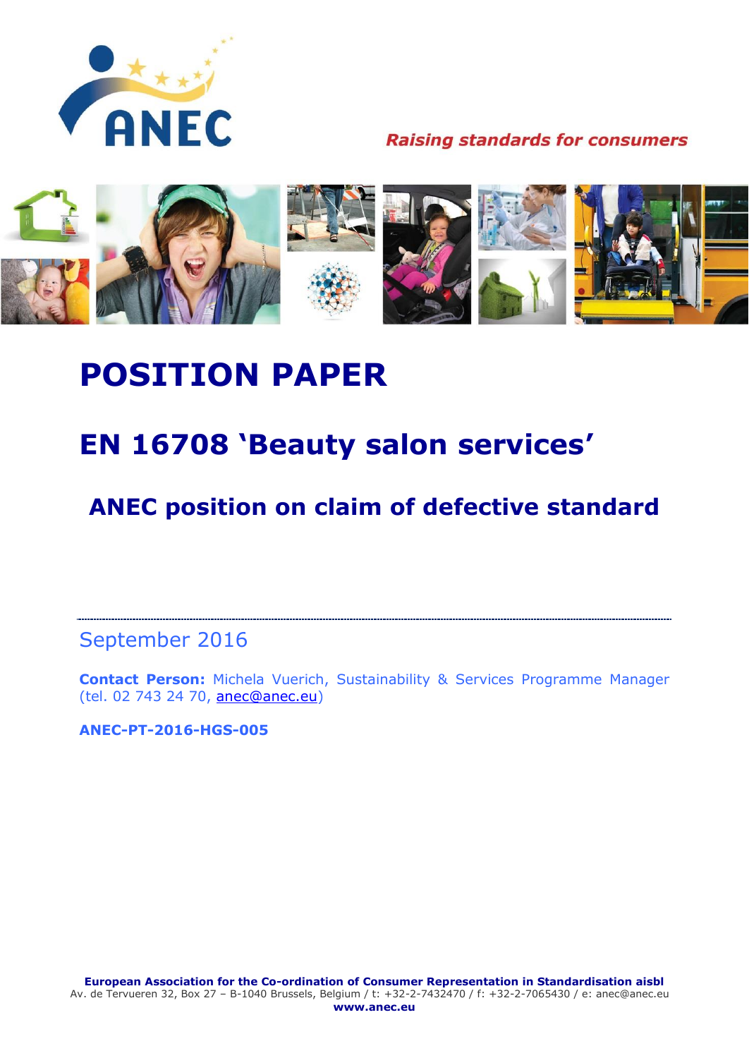ANEC

*Raising standards for consumers*

# POSITION PAPER

## EN 16708 'Beauty salon services'

## ANEC position on claim of defective standard

September 2016

**Contact Person:** Michela Vuerich, Sustainability & Services Programme Manager (tel. 02 743 24 70, anec@anec.eu)

**ANEC-PT-2016-HGS-005**

**European Association for the Co-ordination of Consumer Representation in Standardisation aisbl**
Av. de Tervueren 32, Box 27 – B-1040 Brussels, Belgium / t: +32-2-7432470 / f: +32-2-7065430 / e: anec@anec.eu
**www.anec.eu**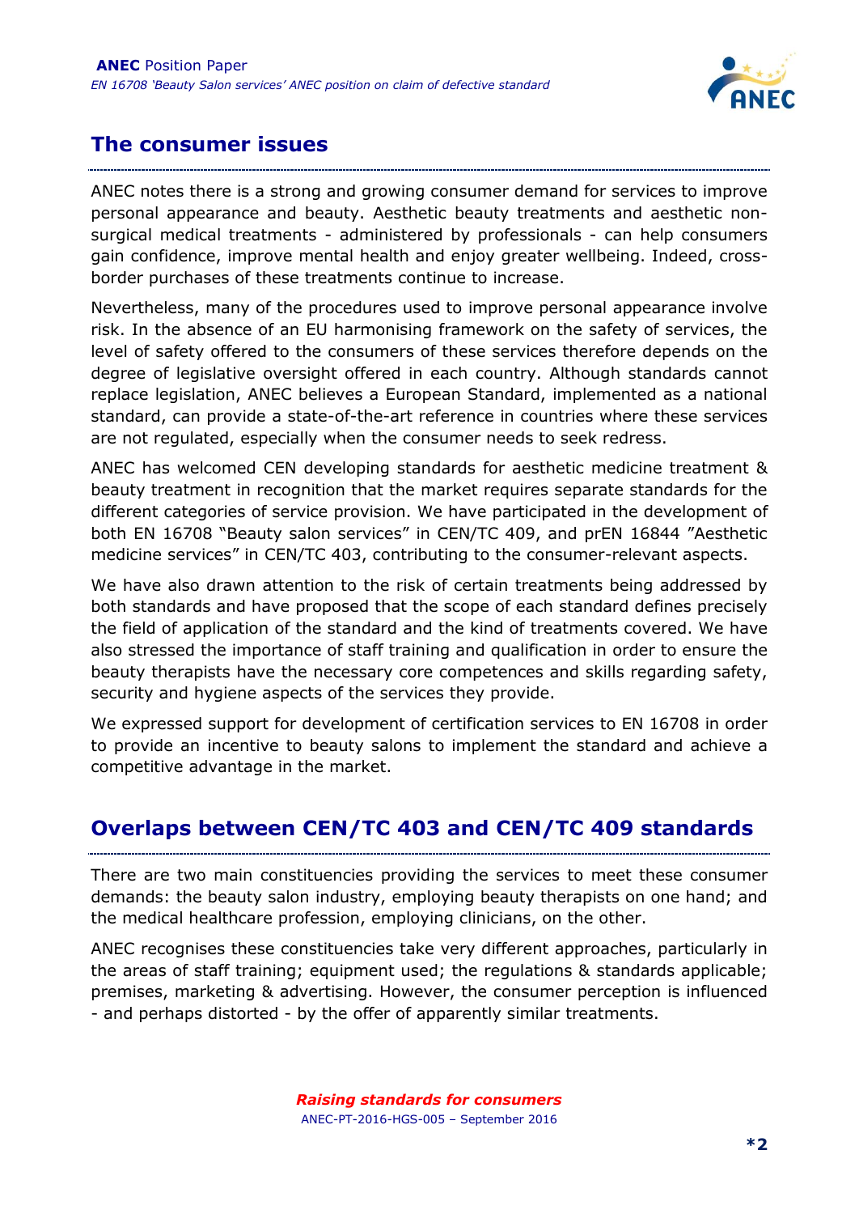## The consumer issues

ANEC notes there is a strong and growing consumer demand for services to improve personal appearance and beauty. Aesthetic beauty treatments and aesthetic non-surgical medical treatments - administered by professionals - can help consumers gain confidence, improve mental health and enjoy greater wellbeing. Indeed, cross-border purchases of these treatments continue to increase.

Nevertheless, many of the procedures used to improve personal appearance involve risk. In the absence of an EU harmonising framework on the safety of services, the level of safety offered to the consumers of these services therefore depends on the degree of legislative oversight offered in each country. Although standards cannot replace legislation, ANEC believes a European Standard, implemented as a national standard, can provide a state-of-the-art reference in countries where these services are not regulated, especially when the consumer needs to seek redress.

ANEC has welcomed CEN developing standards for aesthetic medicine treatment & beauty treatment in recognition that the market requires separate standards for the different categories of service provision. We have participated in the development of both EN 16708 "Beauty salon services" in CEN/TC 409, and prEN 16844 "Aesthetic medicine services" in CEN/TC 403, contributing to the consumer-relevant aspects.

We have also drawn attention to the risk of certain treatments being addressed by both standards and have proposed that the scope of each standard defines precisely the field of application of the standard and the kind of treatments covered. We have also stressed the importance of staff training and qualification in order to ensure the beauty therapists have the necessary core competences and skills regarding safety, security and hygiene aspects of the services they provide.

We expressed support for development of certification services to EN 16708 in order to provide an incentive to beauty salons to implement the standard and achieve a competitive advantage in the market.

## Overlaps between CEN/TC 403 and CEN/TC 409 standards

There are two main constituencies providing the services to meet these consumer demands: the beauty salon industry, employing beauty therapists on one hand; and the medical healthcare profession, employing clinicians, on the other.

ANEC recognises these constituencies take very different approaches, particularly in the areas of staff training; equipment used; the regulations & standards applicable; premises, marketing & advertising. However, the consumer perception is influenced - and perhaps distorted - by the offer of apparently similar treatments.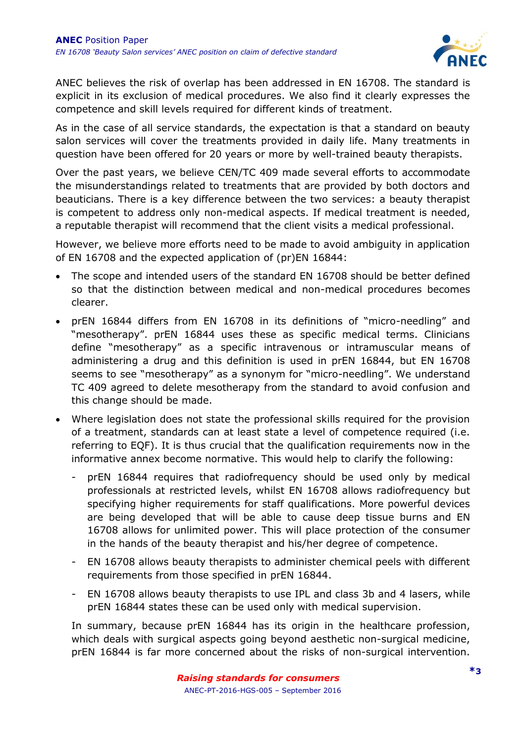ANEC believes the risk of overlap has been addressed in EN 16708. The standard is explicit in its exclusion of medical procedures. We also find it clearly expresses the competence and skill levels required for different kinds of treatment.

As in the case of all service standards, the expectation is that a standard on beauty salon services will cover the treatments provided in daily life. Many treatments in question have been offered for 20 years or more by well-trained beauty therapists.

Over the past years, we believe CEN/TC 409 made several efforts to accommodate the misunderstandings related to treatments that are provided by both doctors and beauticians. There is a key difference between the two services: a beauty therapist is competent to address only non-medical aspects. If medical treatment is needed, a reputable therapist will recommend that the client visits a medical professional.

However, we believe more efforts need to be made to avoid ambiguity in application of EN 16708 and the expected application of (pr)EN 16844:

- The scope and intended users of the standard EN 16708 should be better defined so that the distinction between medical and non-medical procedures becomes clearer.
- prEN 16844 differs from EN 16708 in its definitions of "micro-needling" and "mesotherapy". prEN 16844 uses these as specific medical terms. Clinicians define "mesotherapy" as a specific intravenous or intramuscular means of administering a drug and this definition is used in prEN 16844, but EN 16708 seems to see "mesotherapy" as a synonym for "micro-needling". We understand TC 409 agreed to delete mesotherapy from the standard to avoid confusion and this change should be made.
- Where legislation does not state the professional skills required for the provision of a treatment, standards can at least state a level of competence required (i.e. referring to EQF). It is thus crucial that the qualification requirements now in the informative annex become normative. This would help to clarify the following:
  - prEN 16844 requires that radiofrequency should be used only by medical professionals at restricted levels, whilst EN 16708 allows radiofrequency but specifying higher requirements for staff qualifications. More powerful devices are being developed that will be able to cause deep tissue burns and EN 16708 allows for unlimited power. This will place protection of the consumer in the hands of the beauty therapist and his/her degree of competence.
  - EN 16708 allows beauty therapists to administer chemical peels with different requirements from those specified in prEN 16844.
  - EN 16708 allows beauty therapists to use IPL and class 3b and 4 lasers, while prEN 16844 states these can be used only with medical supervision.

  In summary, because prEN 16844 has its origin in the healthcare profession, which deals with surgical aspects going beyond aesthetic non-surgical medicine, prEN 16844 is far more concerned about the risks of non-surgical intervention.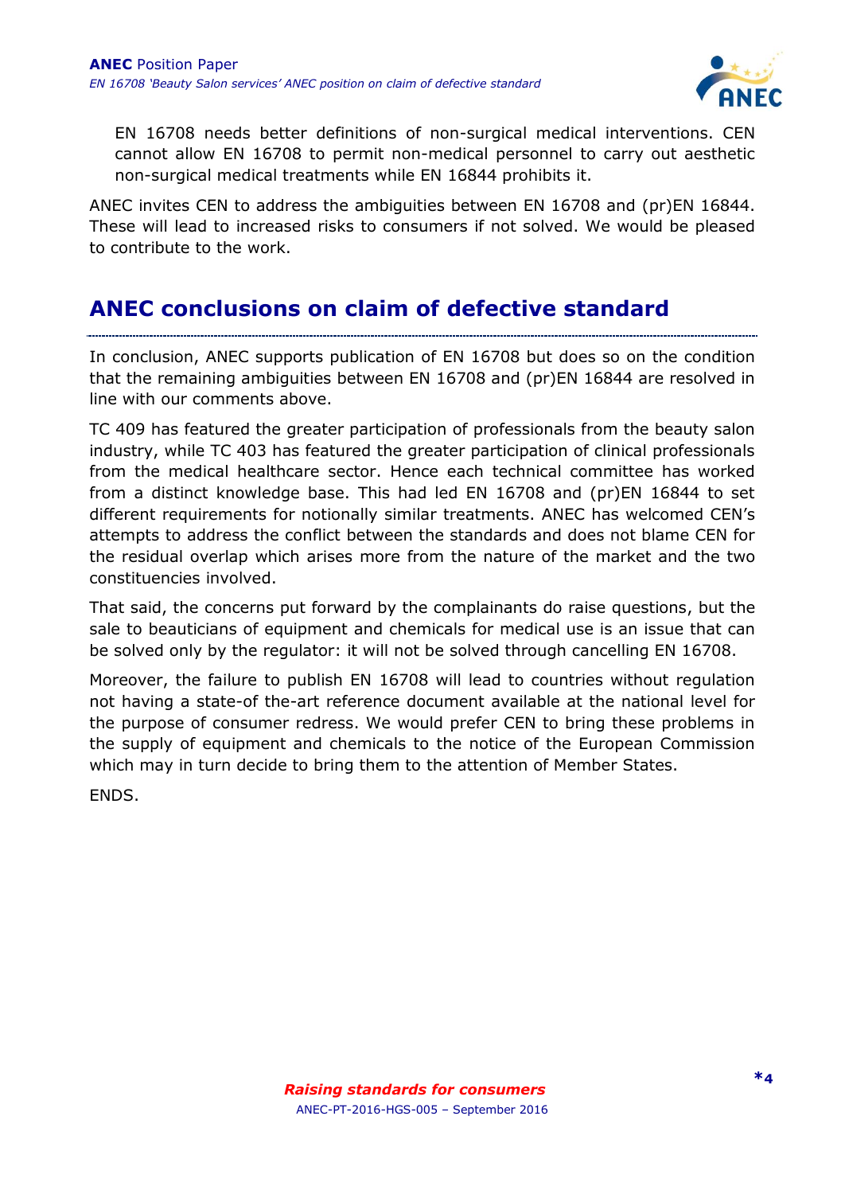EN 16708 needs better definitions of non-surgical medical interventions. CEN cannot allow EN 16708 to permit non-medical personnel to carry out aesthetic non-surgical medical treatments while EN 16844 prohibits it.

ANEC invites CEN to address the ambiguities between EN 16708 and (pr)EN 16844. These will lead to increased risks to consumers if not solved. We would be pleased to contribute to the work.

## ANEC conclusions on claim of defective standard

In conclusion, ANEC supports publication of EN 16708 but does so on the condition that the remaining ambiguities between EN 16708 and (pr)EN 16844 are resolved in line with our comments above.

TC 409 has featured the greater participation of professionals from the beauty salon industry, while TC 403 has featured the greater participation of clinical professionals from the medical healthcare sector. Hence each technical committee has worked from a distinct knowledge base. This had led EN 16708 and (pr)EN 16844 to set different requirements for notionally similar treatments. ANEC has welcomed CEN's attempts to address the conflict between the standards and does not blame CEN for the residual overlap which arises more from the nature of the market and the two constituencies involved.

That said, the concerns put forward by the complainants do raise questions, but the sale to beauticians of equipment and chemicals for medical use is an issue that can be solved only by the regulator: it will not be solved through cancelling EN 16708.

Moreover, the failure to publish EN 16708 will lead to countries without regulation not having a state-of-the-art reference document available at the national level for the purpose of consumer redress. We would prefer CEN to bring these problems in the supply of equipment and chemicals to the notice of the European Commission which may in turn decide to bring them to the attention of Member States.

ENDS.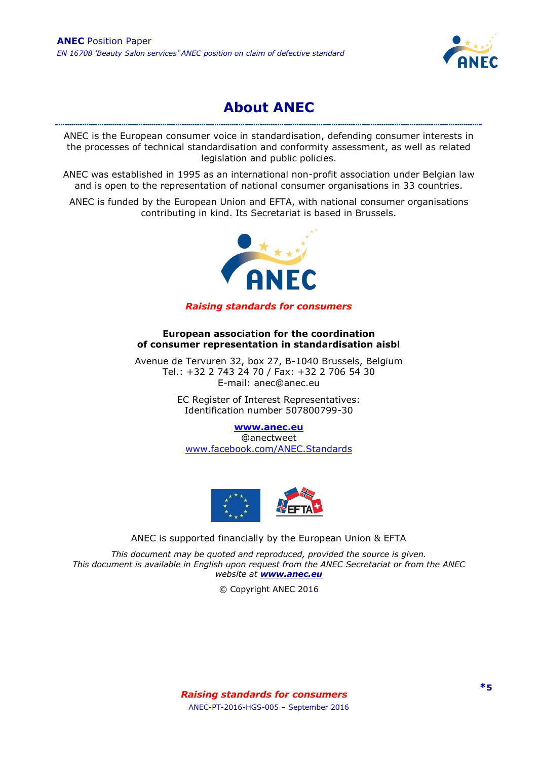# About ANEC

ANEC is the European consumer voice in standardisation, defending consumer interests in the processes of technical standardisation and conformity assessment, as well as related legislation and public policies.

ANEC was established in 1995 as an international non-profit association under Belgian law and is open to the representation of national consumer organisations in 33 countries.

ANEC is funded by the European Union and EFTA, with national consumer organisations contributing in kind. Its Secretariat is based in Brussels.

***Raising standards for consumers***

**European association for the coordination of consumer representation in standardisation aisbl**

Avenue de Tervuren 32, box 27, B-1040 Brussels, Belgium
Tel.: +32 2 743 24 70 / Fax: +32 2 706 54 30
E-mail: anec@anec.eu

EC Register of Interest Representatives:
Identification number 507800799-30

**www.anec.eu**
@anectweet
www.facebook.com/ANEC.Standards

ANEC is supported financially by the European Union & EFTA

*This document may be quoted and reproduced, provided the source is given.*
*This document is available in English upon request from the ANEC Secretariat or from the ANEC website at* ***www.anec.eu***

© Copyright ANEC 2016